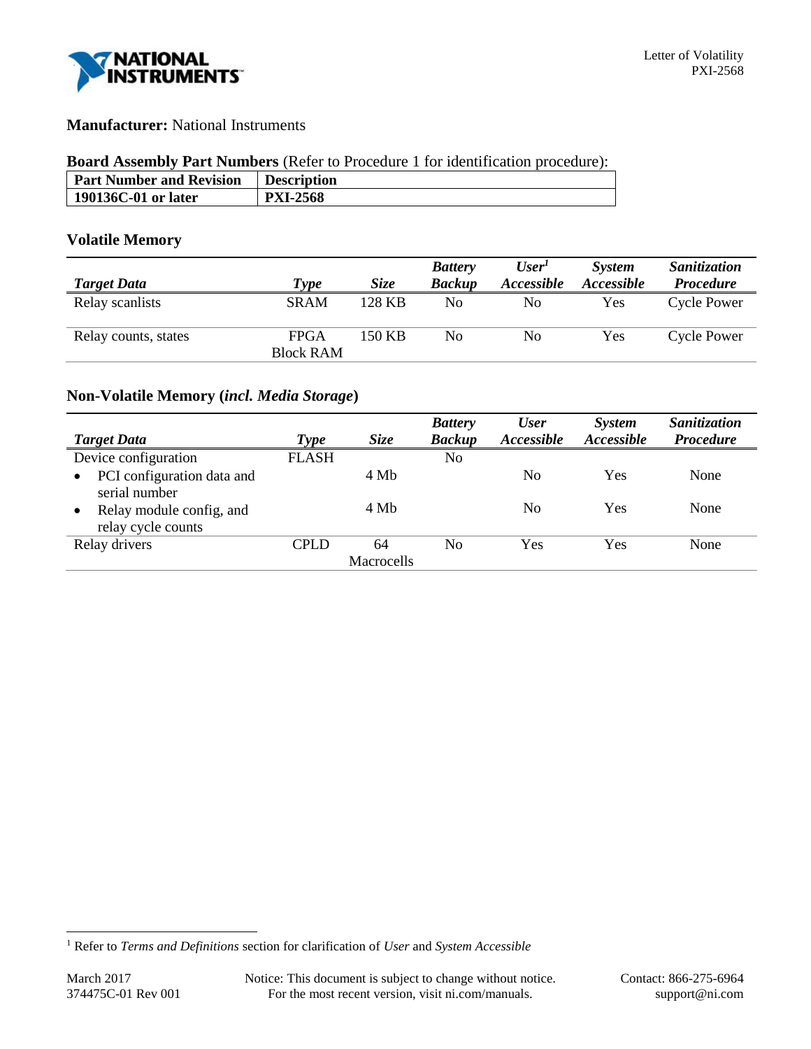**Manufacturer:** National Instruments

**Board Assembly Part Numbers** (Refer to Procedure 1 for identification procedure):

| Part Number and Revision | Description |
|---|---|
| **190136C-01 or later** | **PXI-2568** |

## Volatile Memory

| *Target Data* | *Type* | *Size* | *Battery Backup* | *User[1] Accessible* | *System Accessible* | *Sanitization Procedure* |
|---|---|---|---|---|---|---|
| Relay scanlists | SRAM | 128 KB | No | No | Yes | Cycle Power |
| Relay counts, states | FPGA Block RAM | 150 KB | No | No | Yes | Cycle Power |

## Non-Volatile Memory (*incl. Media Storage*)

| *Target Data* | *Type* | *Size* | *Battery Backup* | *User Accessible* | *System Accessible* | *Sanitization Procedure* |
|---|---|---|---|---|---|---|
| Device configuration | FLASH | | No | | | |
| • PCI configuration data and serial number | | 4 Mb | | No | Yes | None |
| • Relay module config, and relay cycle counts | | 4 Mb | | No | Yes | None |
| Relay drivers | CPLD | 64 Macrocells | No | Yes | Yes | None |

[1] Refer to *Terms and Definitions* section for clarification of *User* and *System Accessible*

March 2017
374475C-01 Rev 001

Notice: This document is subject to change without notice. For the most recent version, visit ni.com/manuals.

Contact: 866-275-6964
support@ni.com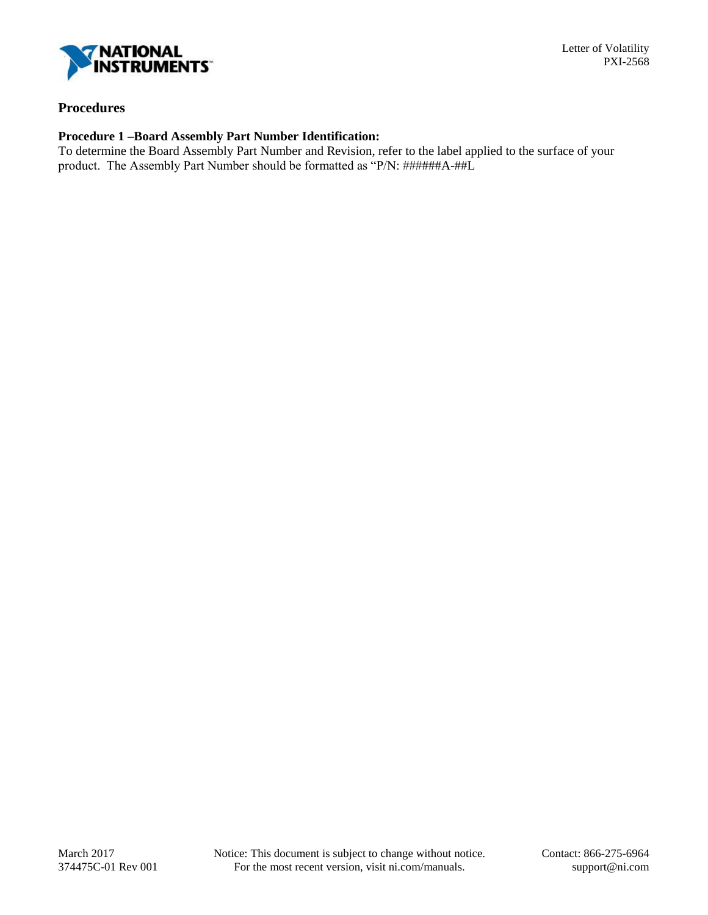## Procedures

### Procedure 1 –Board Assembly Part Number Identification:

To determine the Board Assembly Part Number and Revision, refer to the label applied to the surface of your product. The Assembly Part Number should be formatted as "P/N: ######A-##L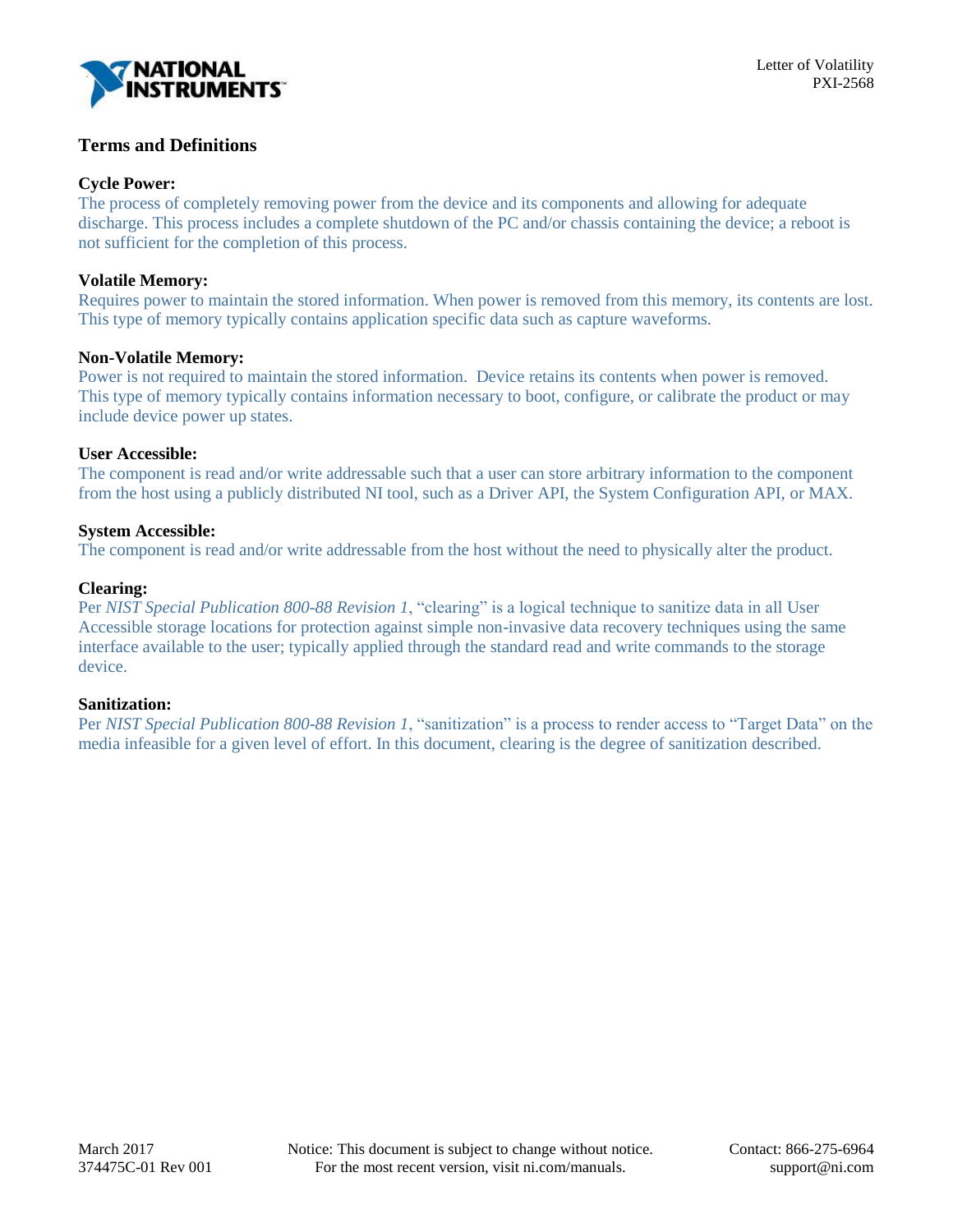## Terms and Definitions

**Cycle Power:**

The process of completely removing power from the device and its components and allowing for adequate discharge. This process includes a complete shutdown of the PC and/or chassis containing the device; a reboot is not sufficient for the completion of this process.

**Volatile Memory:**

Requires power to maintain the stored information. When power is removed from this memory, its contents are lost. This type of memory typically contains application specific data such as capture waveforms.

**Non-Volatile Memory:**

Power is not required to maintain the stored information. Device retains its contents when power is removed. This type of memory typically contains information necessary to boot, configure, or calibrate the product or may include device power up states.

**User Accessible:**

The component is read and/or write addressable such that a user can store arbitrary information to the component from the host using a publicly distributed NI tool, such as a Driver API, the System Configuration API, or MAX.

**System Accessible:**

The component is read and/or write addressable from the host without the need to physically alter the product.

**Clearing:**

Per *NIST Special Publication 800-88 Revision 1*, "clearing" is a logical technique to sanitize data in all User Accessible storage locations for protection against simple non-invasive data recovery techniques using the same interface available to the user; typically applied through the standard read and write commands to the storage device.

**Sanitization:**

Per *NIST Special Publication 800-88 Revision 1*, "sanitization" is a process to render access to "Target Data" on the media infeasible for a given level of effort. In this document, clearing is the degree of sanitization described.